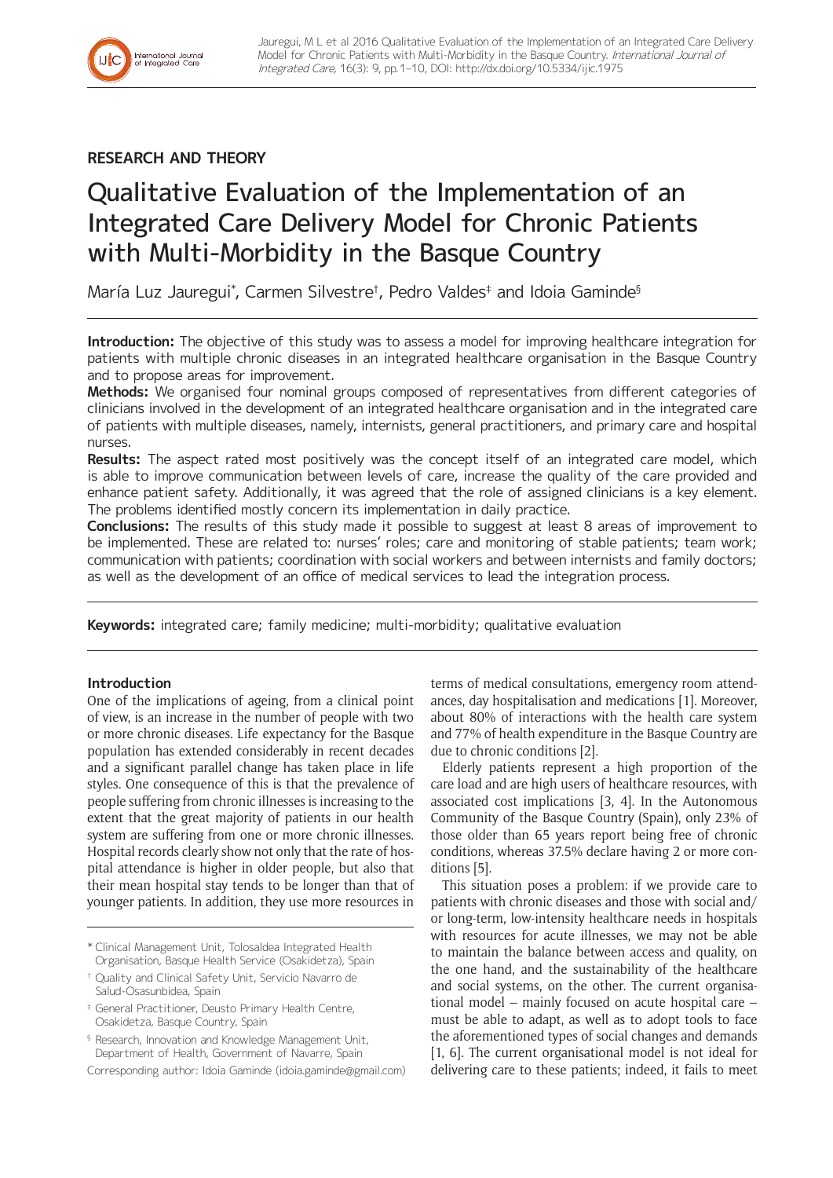## RESEARCH AND THEORY

# Qualitative Evaluation of the Implementation of an Integrated Care Delivery Model for Chronic Patients with Multi-Morbidity in the Basque Country

María Luz Jauregui[*], Carmen Silvestre[†], Pedro Valdes[‡] and Idoia Gaminde[§]

**Introduction:** The objective of this study was to assess a model for improving healthcare integration for patients with multiple chronic diseases in an integrated healthcare organisation in the Basque Country and to propose areas for improvement.

**Methods:** We organised four nominal groups composed of representatives from different categories of clinicians involved in the development of an integrated healthcare organisation and in the integrated care of patients with multiple diseases, namely, internists, general practitioners, and primary care and hospital nurses.

**Results:** The aspect rated most positively was the concept itself of an integrated care model, which is able to improve communication between levels of care, increase the quality of the care provided and enhance patient safety. Additionally, it was agreed that the role of assigned clinicians is a key element. The problems identified mostly concern its implementation in daily practice.

**Conclusions:** The results of this study made it possible to suggest at least 8 areas of improvement to be implemented. These are related to: nurses' roles; care and monitoring of stable patients; team work; communication with patients; coordination with social workers and between internists and family doctors; as well as the development of an office of medical services to lead the integration process.

**Keywords:** integrated care; family medicine; multi-morbidity; qualitative evaluation

### Introduction

One of the implications of ageing, from a clinical point of view, is an increase in the number of people with two or more chronic diseases. Life expectancy for the Basque population has extended considerably in recent decades and a significant parallel change has taken place in life styles. One consequence of this is that the prevalence of people suffering from chronic illnesses is increasing to the extent that the great majority of patients in our health system are suffering from one or more chronic illnesses. Hospital records clearly show not only that the rate of hospital attendance is higher in older people, but also that their mean hospital stay tends to be longer than that of younger patients. In addition, they use more resources in terms of medical consultations, emergency room attendances, day hospitalisation and medications [1]. Moreover, about 80% of interactions with the health care system and 77% of health expenditure in the Basque Country are due to chronic conditions [2].

Elderly patients represent a high proportion of the care load and are high users of healthcare resources, with associated cost implications [3, 4]. In the Autonomous Community of the Basque Country (Spain), only 23% of those older than 65 years report being free of chronic conditions, whereas 37.5% declare having 2 or more conditions [5].

This situation poses a problem: if we provide care to patients with chronic diseases and those with social and/or long-term, low-intensity healthcare needs in hospitals with resources for acute illnesses, we may not be able to maintain the balance between access and quality, on the one hand, and the sustainability of the healthcare and social systems, on the other. The current organisational model – mainly focused on acute hospital care – must be able to adapt, as well as to adopt tools to face the aforementioned types of social changes and demands [1, 6]. The current organisational model is not ideal for delivering care to these patients; indeed, it fails to meet

[*] Clinical Management Unit, Tolosaldea Integrated Health Organisation, Basque Health Service (Osakidetza), Spain

[†] Quality and Clinical Safety Unit, Servicio Navarro de Salud-Osasunbidea, Spain

[‡] General Practitioner, Deusto Primary Health Centre, Osakidetza, Basque Country, Spain

[§] Research, Innovation and Knowledge Management Unit, Department of Health, Government of Navarre, Spain

Corresponding author: Idoia Gaminde (idoia.gaminde@gmail.com)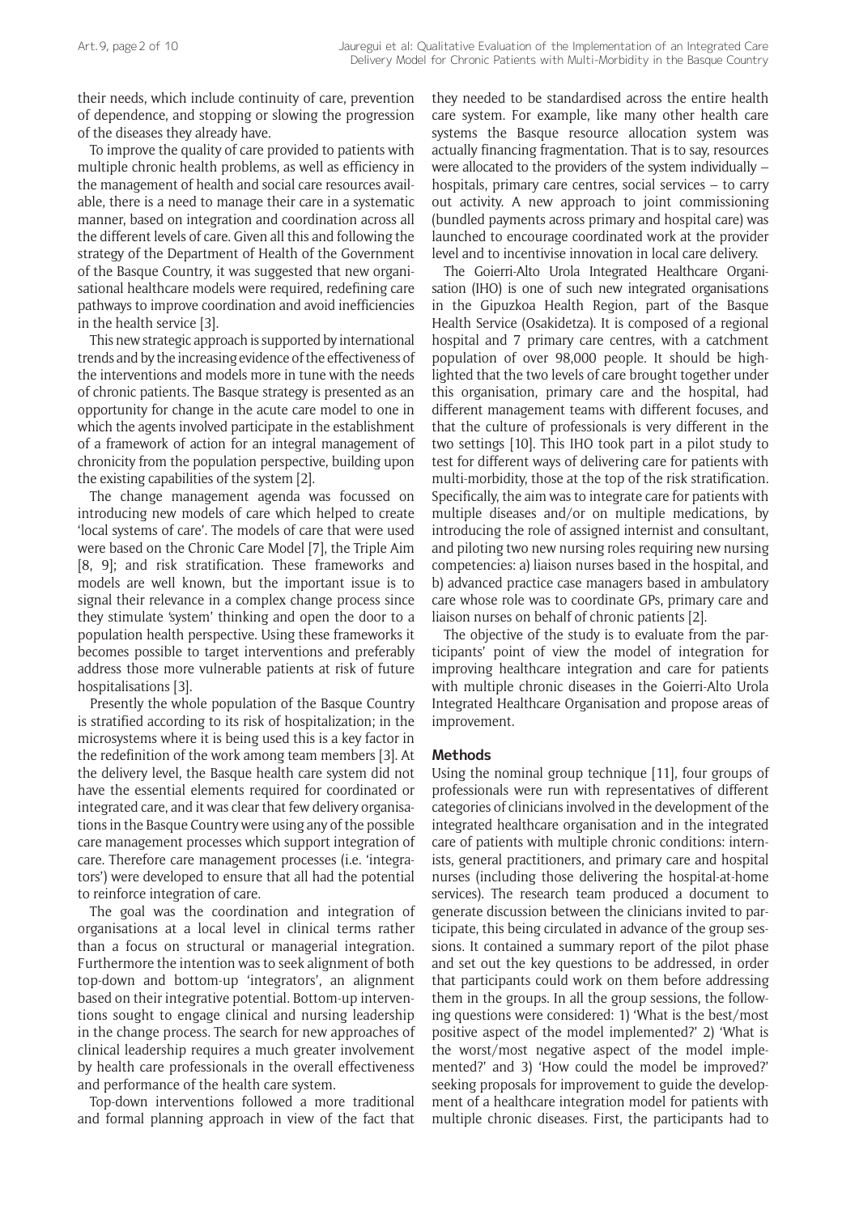their needs, which include continuity of care, prevention of dependence, and stopping or slowing the progression of the diseases they already have.

To improve the quality of care provided to patients with multiple chronic health problems, as well as efficiency in the management of health and social care resources available, there is a need to manage their care in a systematic manner, based on integration and coordination across all the different levels of care. Given all this and following the strategy of the Department of Health of the Government of the Basque Country, it was suggested that new organisational healthcare models were required, redefining care pathways to improve coordination and avoid inefficiencies in the health service [3].

This new strategic approach is supported by international trends and by the increasing evidence of the effectiveness of the interventions and models more in tune with the needs of chronic patients. The Basque strategy is presented as an opportunity for change in the acute care model to one in which the agents involved participate in the establishment of a framework of action for an integral management of chronicity from the population perspective, building upon the existing capabilities of the system [2].

The change management agenda was focussed on introducing new models of care which helped to create 'local systems of care'. The models of care that were used were based on the Chronic Care Model [7], the Triple Aim [8, 9]; and risk stratification. These frameworks and models are well known, but the important issue is to signal their relevance in a complex change process since they stimulate 'system' thinking and open the door to a population health perspective. Using these frameworks it becomes possible to target interventions and preferably address those more vulnerable patients at risk of future hospitalisations [3].

Presently the whole population of the Basque Country is stratified according to its risk of hospitalization; in the microsystems where it is being used this is a key factor in the redefinition of the work among team members [3]. At the delivery level, the Basque health care system did not have the essential elements required for coordinated or integrated care, and it was clear that few delivery organisations in the Basque Country were using any of the possible care management processes which support integration of care. Therefore care management processes (i.e. 'integrators') were developed to ensure that all had the potential to reinforce integration of care.

The goal was the coordination and integration of organisations at a local level in clinical terms rather than a focus on structural or managerial integration. Furthermore the intention was to seek alignment of both top-down and bottom-up 'integrators', an alignment based on their integrative potential. Bottom-up interventions sought to engage clinical and nursing leadership in the change process. The search for new approaches of clinical leadership requires a much greater involvement by health care professionals in the overall effectiveness and performance of the health care system.

Top-down interventions followed a more traditional and formal planning approach in view of the fact that they needed to be standardised across the entire health care system. For example, like many other health care systems the Basque resource allocation system was actually financing fragmentation. That is to say, resources were allocated to the providers of the system individually – hospitals, primary care centres, social services – to carry out activity. A new approach to joint commissioning (bundled payments across primary and hospital care) was launched to encourage coordinated work at the provider level and to incentivise innovation in local care delivery.

The Goierri-Alto Urola Integrated Healthcare Organisation (IHO) is one of such new integrated organisations in the Gipuzkoa Health Region, part of the Basque Health Service (Osakidetza). It is composed of a regional hospital and 7 primary care centres, with a catchment population of over 98,000 people. It should be highlighted that the two levels of care brought together under this organisation, primary care and the hospital, had different management teams with different focuses, and that the culture of professionals is very different in the two settings [10]. This IHO took part in a pilot study to test for different ways of delivering care for patients with multi-morbidity, those at the top of the risk stratification. Specifically, the aim was to integrate care for patients with multiple diseases and/or on multiple medications, by introducing the role of assigned internist and consultant, and piloting two new nursing roles requiring new nursing competencies: a) liaison nurses based in the hospital, and b) advanced practice case managers based in ambulatory care whose role was to coordinate GPs, primary care and liaison nurses on behalf of chronic patients [2].

The objective of the study is to evaluate from the participants' point of view the model of integration for improving healthcare integration and care for patients with multiple chronic diseases in the Goierri-Alto Urola Integrated Healthcare Organisation and propose areas of improvement.

## Methods

Using the nominal group technique [11], four groups of professionals were run with representatives of different categories of clinicians involved in the development of the integrated healthcare organisation and in the integrated care of patients with multiple chronic conditions: internists, general practitioners, and primary care and hospital nurses (including those delivering the hospital-at-home services). The research team produced a document to generate discussion between the clinicians invited to participate, this being circulated in advance of the group sessions. It contained a summary report of the pilot phase and set out the key questions to be addressed, in order that participants could work on them before addressing them in the groups. In all the group sessions, the following questions were considered: 1) 'What is the best/most positive aspect of the model implemented?' 2) 'What is the worst/most negative aspect of the model implemented?' and 3) 'How could the model be improved?' seeking proposals for improvement to guide the development of a healthcare integration model for patients with multiple chronic diseases. First, the participants had to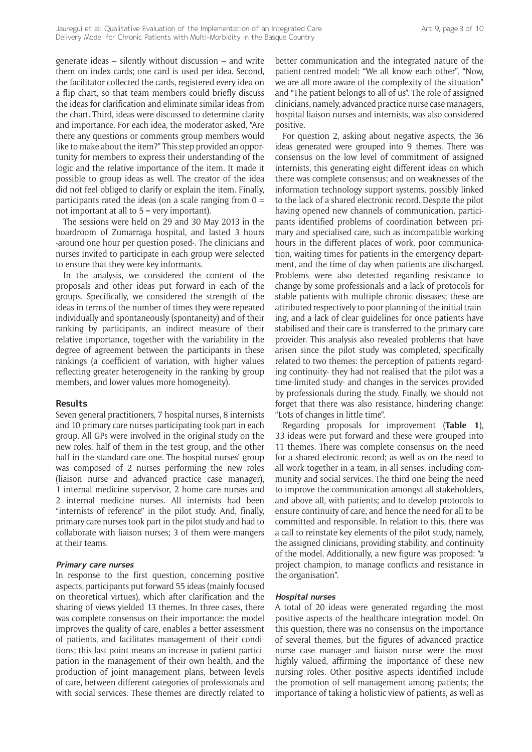generate ideas – silently without discussion – and write them on index cards; one card is used per idea. Second, the facilitator collected the cards, registered every idea on a flip chart, so that team members could briefly discuss the ideas for clarification and eliminate similar ideas from the chart. Third, ideas were discussed to determine clarity and importance. For each idea, the moderator asked, "Are there any questions or comments group members would like to make about the item?" This step provided an opportunity for members to express their understanding of the logic and the relative importance of the item. It made it possible to group ideas as well. The creator of the idea did not feel obliged to clarify or explain the item. Finally, participants rated the ideas (on a scale ranging from 0 = not important at all to 5 = very important).

The sessions were held on 29 and 30 May 2013 in the boardroom of Zumarraga hospital, and lasted 3 hours -around one hour per question posed-. The clinicians and nurses invited to participate in each group were selected to ensure that they were key informants.

In the analysis, we considered the content of the proposals and other ideas put forward in each of the groups. Specifically, we considered the strength of the ideas in terms of the number of times they were repeated individually and spontaneously (spontaneity) and of their ranking by participants, an indirect measure of their relative importance, together with the variability in the degree of agreement between the participants in these rankings (a coefficient of variation, with higher values reflecting greater heterogeneity in the ranking by group members, and lower values more homogeneity).

## Results

Seven general practitioners, 7 hospital nurses, 8 internists and 10 primary care nurses participating took part in each group. All GPs were involved in the original study on the new roles, half of them in the test group, and the other half in the standard care one. The hospital nurses' group was composed of 2 nurses performing the new roles (liaison nurse and advanced practice case manager), 1 internal medicine supervisor, 2 home care nurses and 2 internal medicine nurses. All internists had been "internists of reference" in the pilot study. And, finally, primary care nurses took part in the pilot study and had to collaborate with liaison nurses; 3 of them were mangers at their teams.

### *Primary care nurses*

In response to the first question, concerning positive aspects, participants put forward 55 ideas (mainly focused on theoretical virtues), which after clarification and the sharing of views yielded 13 themes. In three cases, there was complete consensus on their importance: the model improves the quality of care, enables a better assessment of patients, and facilitates management of their conditions; this last point means an increase in patient participation in the management of their own health, and the production of joint management plans, between levels of care, between different categories of professionals and with social services. These themes are directly related to better communication and the integrated nature of the patient-centred model: "We all know each other", "Now, we are all more aware of the complexity of the situation" and "The patient belongs to all of us". The role of assigned clinicians, namely, advanced practice nurse case managers, hospital liaison nurses and internists, was also considered positive.

For question 2, asking about negative aspects, the 36 ideas generated were grouped into 9 themes. There was consensus on the low level of commitment of assigned internists, this generating eight different ideas on which there was complete consensus; and on weaknesses of the information technology support systems, possibly linked to the lack of a shared electronic record. Despite the pilot having opened new channels of communication, participants identified problems of coordination between primary and specialised care, such as incompatible working hours in the different places of work, poor communication, waiting times for patients in the emergency department, and the time of day when patients are discharged. Problems were also detected regarding resistance to change by some professionals and a lack of protocols for stable patients with multiple chronic diseases; these are attributed respectively to poor planning of the initial training, and a lack of clear guidelines for once patients have stabilised and their care is transferred to the primary care provider. This analysis also revealed problems that have arisen since the pilot study was completed, specifically related to two themes: the perception of patients regarding continuity- they had not realised that the pilot was a time-limited study- and changes in the services provided by professionals during the study. Finally, we should not forget that there was also resistance, hindering change: "Lots of changes in little time".

Regarding proposals for improvement (**Table 1**), 33 ideas were put forward and these were grouped into 11 themes. There was complete consensus on the need for a shared electronic record; as well as on the need to all work together in a team, in all senses, including community and social services. The third one being the need to improve the communication amongst all stakeholders, and above all, with patients; and to develop protocols to ensure continuity of care, and hence the need for all to be committed and responsible. In relation to this, there was a call to reinstate key elements of the pilot study, namely, the assigned clinicians, providing stability, and continuity of the model. Additionally, a new figure was proposed: "a project champion, to manage conflicts and resistance in the organisation".

### *Hospital nurses*

A total of 20 ideas were generated regarding the most positive aspects of the healthcare integration model. On this question, there was no consensus on the importance of several themes, but the figures of advanced practice nurse case manager and liaison nurse were the most highly valued, affirming the importance of these new nursing roles. Other positive aspects identified include the promotion of self-management among patients; the importance of taking a holistic view of patients, as well as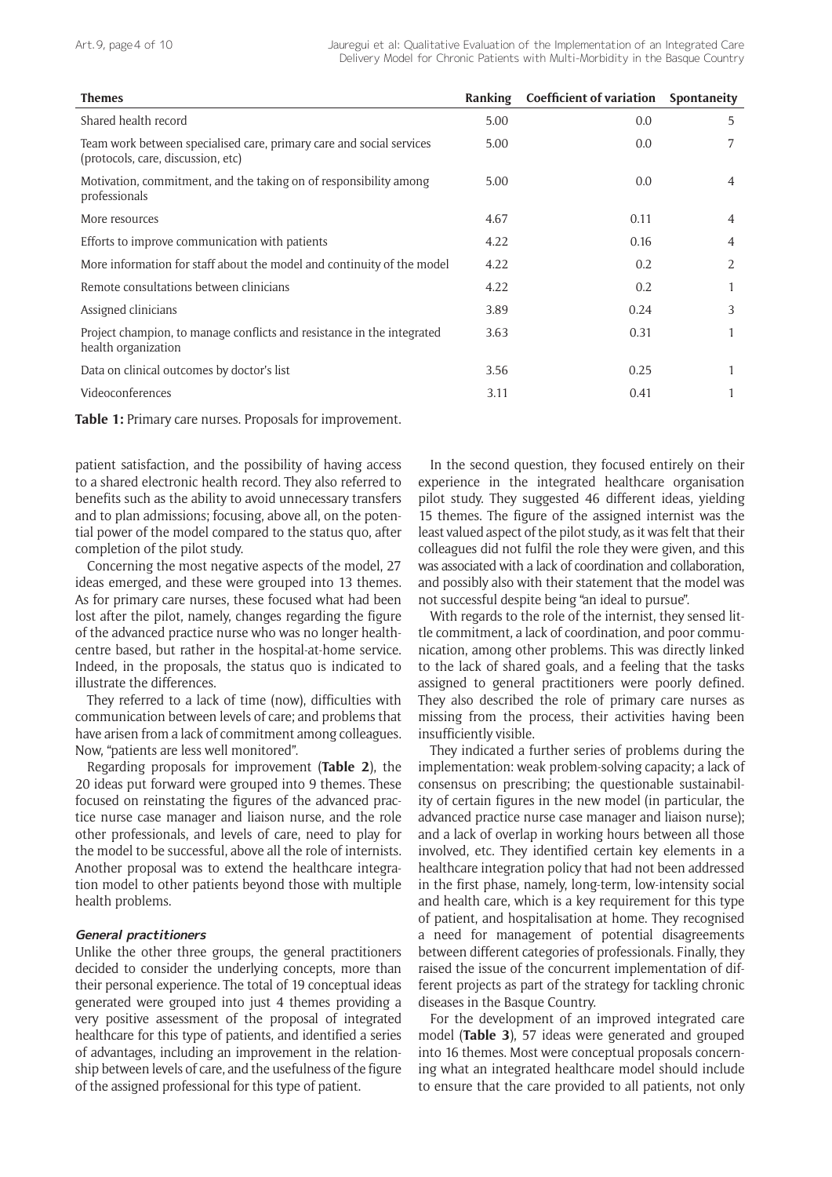| Themes | Ranking | Coefficient of variation | Spontaneity |
|---|---|---|---|
| Shared health record | 5.00 | 0.0 | 5 |
| Team work between specialised care, primary care and social services (protocols, care, discussion, etc) | 5.00 | 0.0 | 7 |
| Motivation, commitment, and the taking on of responsibility among professionals | 5.00 | 0.0 | 4 |
| More resources | 4.67 | 0.11 | 4 |
| Efforts to improve communication with patients | 4.22 | 0.16 | 4 |
| More information for staff about the model and continuity of the model | 4.22 | 0.2 | 2 |
| Remote consultations between clinicians | 4.22 | 0.2 | 1 |
| Assigned clinicians | 3.89 | 0.24 | 3 |
| Project champion, to manage conflicts and resistance in the integrated health organization | 3.63 | 0.31 | 1 |
| Data on clinical outcomes by doctor's list | 3.56 | 0.25 | 1 |
| Videoconferences | 3.11 | 0.41 | 1 |

**Table 1:** Primary care nurses. Proposals for improvement.

patient satisfaction, and the possibility of having access to a shared electronic health record. They also referred to benefits such as the ability to avoid unnecessary transfers and to plan admissions; focusing, above all, on the potential power of the model compared to the status quo, after completion of the pilot study.

Concerning the most negative aspects of the model, 27 ideas emerged, and these were grouped into 13 themes. As for primary care nurses, these focused what had been lost after the pilot, namely, changes regarding the figure of the advanced practice nurse who was no longer health-centre based, but rather in the hospital-at-home service. Indeed, in the proposals, the status quo is indicated to illustrate the differences.

They referred to a lack of time (now), difficulties with communication between levels of care; and problems that have arisen from a lack of commitment among colleagues. Now, "patients are less well monitored".

Regarding proposals for improvement (**Table 2**), the 20 ideas put forward were grouped into 9 themes. These focused on reinstating the figures of the advanced practice nurse case manager and liaison nurse, and the role other professionals, and levels of care, need to play for the model to be successful, above all the role of internists. Another proposal was to extend the healthcare integration model to other patients beyond those with multiple health problems.

### *General practitioners*

Unlike the other three groups, the general practitioners decided to consider the underlying concepts, more than their personal experience. The total of 19 conceptual ideas generated were grouped into just 4 themes providing a very positive assessment of the proposal of integrated healthcare for this type of patients, and identified a series of advantages, including an improvement in the relationship between levels of care, and the usefulness of the figure of the assigned professional for this type of patient.

In the second question, they focused entirely on their experience in the integrated healthcare organisation pilot study. They suggested 46 different ideas, yielding 15 themes. The figure of the assigned internist was the least valued aspect of the pilot study, as it was felt that their colleagues did not fulfil the role they were given, and this was associated with a lack of coordination and collaboration, and possibly also with their statement that the model was not successful despite being "an ideal to pursue".

With regards to the role of the internist, they sensed little commitment, a lack of coordination, and poor communication, among other problems. This was directly linked to the lack of shared goals, and a feeling that the tasks assigned to general practitioners were poorly defined. They also described the role of primary care nurses as missing from the process, their activities having been insufficiently visible.

They indicated a further series of problems during the implementation: weak problem-solving capacity; a lack of consensus on prescribing; the questionable sustainability of certain figures in the new model (in particular, the advanced practice nurse case manager and liaison nurse); and a lack of overlap in working hours between all those involved, etc. They identified certain key elements in a healthcare integration policy that had not been addressed in the first phase, namely, long-term, low-intensity social and health care, which is a key requirement for this type of patient, and hospitalisation at home. They recognised a need for management of potential disagreements between different categories of professionals. Finally, they raised the issue of the concurrent implementation of different projects as part of the strategy for tackling chronic diseases in the Basque Country.

For the development of an improved integrated care model (**Table 3**), 57 ideas were generated and grouped into 16 themes. Most were conceptual proposals concerning what an integrated healthcare model should include to ensure that the care provided to all patients, not only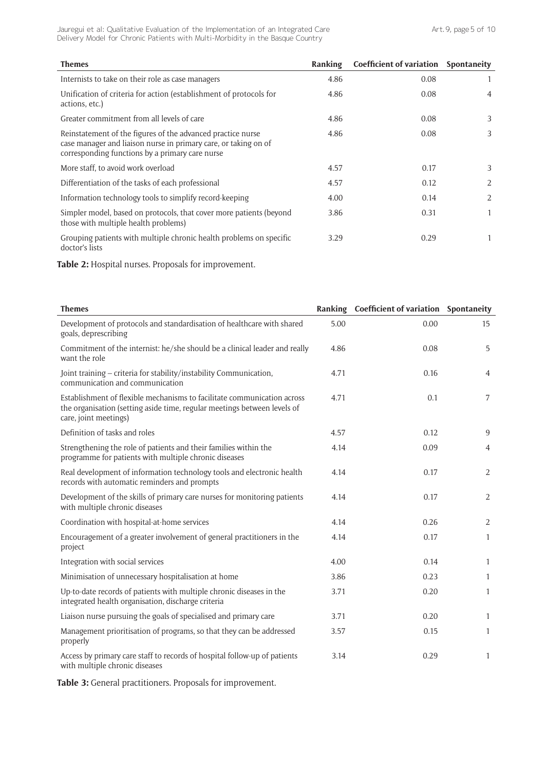| Themes | Ranking | Coefficient of variation | Spontaneity |
|---|---|---|---|
| Internists to take on their role as case managers | 4.86 | 0.08 | 1 |
| Unification of criteria for action (establishment of protocols for actions, etc.) | 4.86 | 0.08 | 4 |
| Greater commitment from all levels of care | 4.86 | 0.08 | 3 |
| Reinstatement of the figures of the advanced practice nurse case manager and liaison nurse in primary care, or taking on of corresponding functions by a primary care nurse | 4.86 | 0.08 | 3 |
| More staff, to avoid work overload | 4.57 | 0.17 | 3 |
| Differentiation of the tasks of each professional | 4.57 | 0.12 | 2 |
| Information technology tools to simplify record-keeping | 4.00 | 0.14 | 2 |
| Simpler model, based on protocols, that cover more patients (beyond those with multiple health problems) | 3.86 | 0.31 | 1 |
| Grouping patients with multiple chronic health problems on specific doctor's lists | 3.29 | 0.29 | 1 |

**Table 2:** Hospital nurses. Proposals for improvement.

| Themes | Ranking | Coefficient of variation | Spontaneity |
|---|---|---|---|
| Development of protocols and standardisation of healthcare with shared goals, deprescribing | 5.00 | 0.00 | 15 |
| Commitment of the internist: he/she should be a clinical leader and really want the role | 4.86 | 0.08 | 5 |
| Joint training – criteria for stability/instability Communication, communication and communication | 4.71 | 0.16 | 4 |
| Establishment of flexible mechanisms to facilitate communication across the organisation (setting aside time, regular meetings between levels of care, joint meetings) | 4.71 | 0.1 | 7 |
| Definition of tasks and roles | 4.57 | 0.12 | 9 |
| Strengthening the role of patients and their families within the programme for patients with multiple chronic diseases | 4.14 | 0.09 | 4 |
| Real development of information technology tools and electronic health records with automatic reminders and prompts | 4.14 | 0.17 | 2 |
| Development of the skills of primary care nurses for monitoring patients with multiple chronic diseases | 4.14 | 0.17 | 2 |
| Coordination with hospital-at-home services | 4.14 | 0.26 | 2 |
| Encouragement of a greater involvement of general practitioners in the project | 4.14 | 0.17 | 1 |
| Integration with social services | 4.00 | 0.14 | 1 |
| Minimisation of unnecessary hospitalisation at home | 3.86 | 0.23 | 1 |
| Up-to-date records of patients with multiple chronic diseases in the integrated health organisation, discharge criteria | 3.71 | 0.20 | 1 |
| Liaison nurse pursuing the goals of specialised and primary care | 3.71 | 0.20 | 1 |
| Management prioritisation of programs, so that they can be addressed properly | 3.57 | 0.15 | 1 |
| Access by primary care staff to records of hospital follow-up of patients with multiple chronic diseases | 3.14 | 0.29 | 1 |

**Table 3:** General practitioners. Proposals for improvement.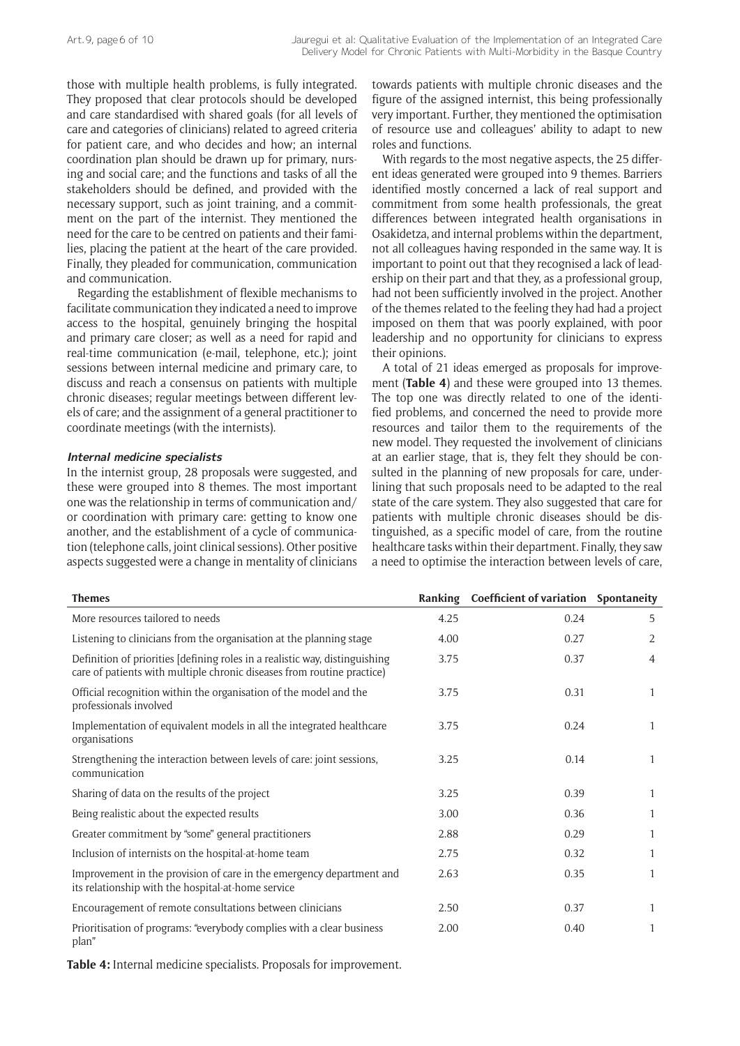those with multiple health problems, is fully integrated. They proposed that clear protocols should be developed and care standardised with shared goals (for all levels of care and categories of clinicians) related to agreed criteria for patient care, and who decides and how; an internal coordination plan should be drawn up for primary, nursing and social care; and the functions and tasks of all the stakeholders should be defined, and provided with the necessary support, such as joint training, and a commitment on the part of the internist. They mentioned the need for the care to be centred on patients and their families, placing the patient at the heart of the care provided. Finally, they pleaded for communication, communication and communication.

Regarding the establishment of flexible mechanisms to facilitate communication they indicated a need to improve access to the hospital, genuinely bringing the hospital and primary care closer; as well as a need for rapid and real-time communication (e-mail, telephone, etc.); joint sessions between internal medicine and primary care, to discuss and reach a consensus on patients with multiple chronic diseases; regular meetings between different levels of care; and the assignment of a general practitioner to coordinate meetings (with the internists).

#### *Internal medicine specialists*

In the internist group, 28 proposals were suggested, and these were grouped into 8 themes. The most important one was the relationship in terms of communication and/or coordination with primary care: getting to know one another, and the establishment of a cycle of communication (telephone calls, joint clinical sessions). Other positive aspects suggested were a change in mentality of clinicians towards patients with multiple chronic diseases and the figure of the assigned internist, this being professionally very important. Further, they mentioned the optimisation of resource use and colleagues' ability to adapt to new roles and functions.

With regards to the most negative aspects, the 25 different ideas generated were grouped into 9 themes. Barriers identified mostly concerned a lack of real support and commitment from some health professionals, the great differences between integrated health organisations in Osakidetza, and internal problems within the department, not all colleagues having responded in the same way. It is important to point out that they recognised a lack of leadership on their part and that they, as a professional group, had not been sufficiently involved in the project. Another of the themes related to the feeling they had had a project imposed on them that was poorly explained, with poor leadership and no opportunity for clinicians to express their opinions.

A total of 21 ideas emerged as proposals for improvement (**Table 4**) and these were grouped into 13 themes. The top one was directly related to one of the identified problems, and concerned the need to provide more resources and tailor them to the requirements of the new model. They requested the involvement of clinicians at an earlier stage, that is, they felt they should be consulted in the planning of new proposals for care, underlining that such proposals need to be adapted to the real state of the care system. They also suggested that care for patients with multiple chronic diseases should be distinguished, as a specific model of care, from the routine healthcare tasks within their department. Finally, they saw a need to optimise the interaction between levels of care,

| Themes | Ranking | Coefficient of variation | Spontaneity |
|---|---|---|---|
| More resources tailored to needs | 4.25 | 0.24 | 5 |
| Listening to clinicians from the organisation at the planning stage | 4.00 | 0.27 | 2 |
| Definition of priorities [defining roles in a realistic way, distinguishing care of patients with multiple chronic diseases from routine practice) | 3.75 | 0.37 | 4 |
| Official recognition within the organisation of the model and the professionals involved | 3.75 | 0.31 | 1 |
| Implementation of equivalent models in all the integrated healthcare organisations | 3.75 | 0.24 | 1 |
| Strengthening the interaction between levels of care: joint sessions, communication | 3.25 | 0.14 | 1 |
| Sharing of data on the results of the project | 3.25 | 0.39 | 1 |
| Being realistic about the expected results | 3.00 | 0.36 | 1 |
| Greater commitment by "some" general practitioners | 2.88 | 0.29 | 1 |
| Inclusion of internists on the hospital-at-home team | 2.75 | 0.32 | 1 |
| Improvement in the provision of care in the emergency department and its relationship with the hospital-at-home service | 2.63 | 0.35 | 1 |
| Encouragement of remote consultations between clinicians | 2.50 | 0.37 | 1 |
| Prioritisation of programs: "everybody complies with a clear business plan" | 2.00 | 0.40 | 1 |

**Table 4:** Internal medicine specialists. Proposals for improvement.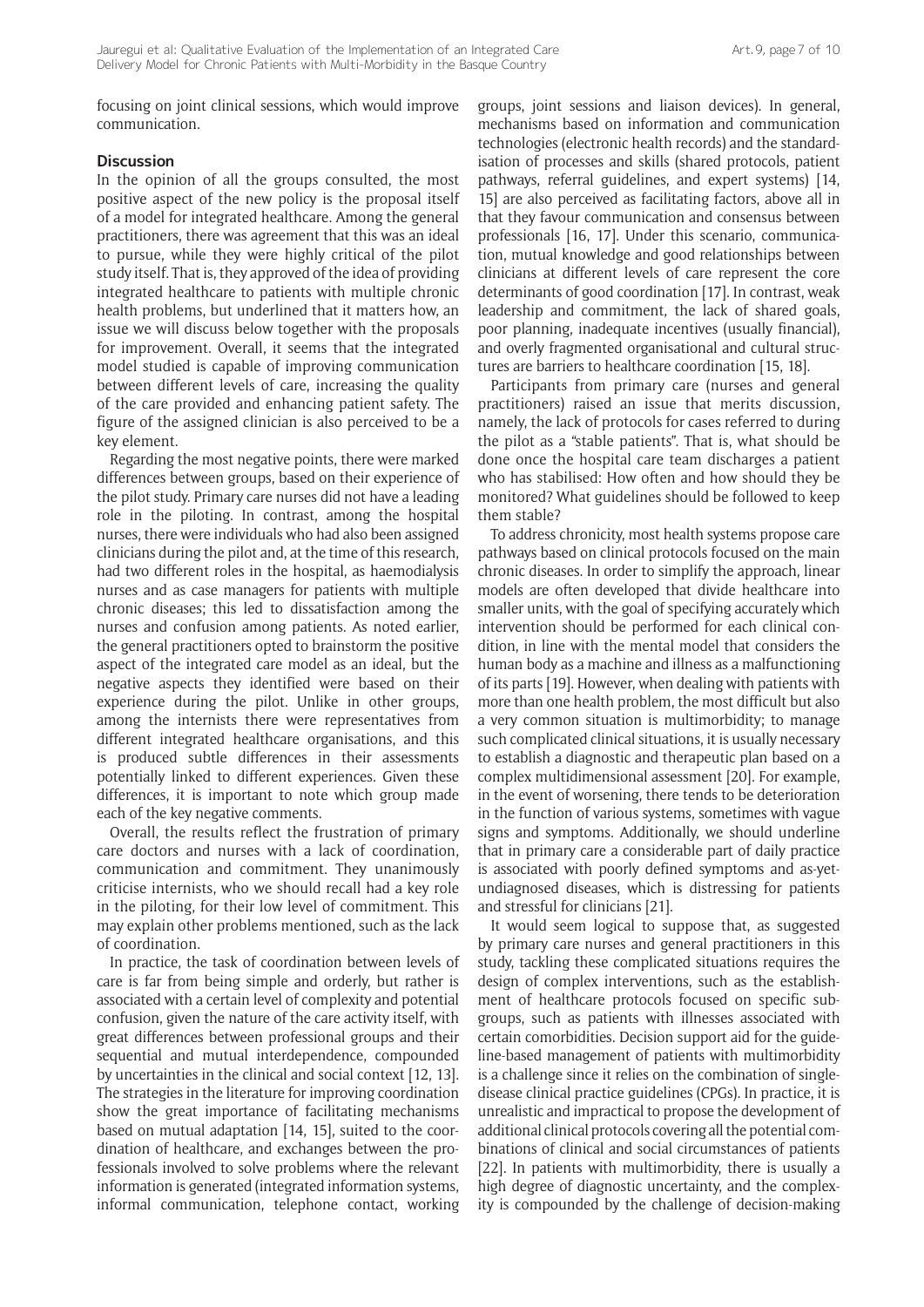focusing on joint clinical sessions, which would improve communication.

## Discussion

In the opinion of all the groups consulted, the most positive aspect of the new policy is the proposal itself of a model for integrated healthcare. Among the general practitioners, there was agreement that this was an ideal to pursue, while they were highly critical of the pilot study itself. That is, they approved of the idea of providing integrated healthcare to patients with multiple chronic health problems, but underlined that it matters how, an issue we will discuss below together with the proposals for improvement. Overall, it seems that the integrated model studied is capable of improving communication between different levels of care, increasing the quality of the care provided and enhancing patient safety. The figure of the assigned clinician is also perceived to be a key element.

Regarding the most negative points, there were marked differences between groups, based on their experience of the pilot study. Primary care nurses did not have a leading role in the piloting. In contrast, among the hospital nurses, there were individuals who had also been assigned clinicians during the pilot and, at the time of this research, had two different roles in the hospital, as haemodialysis nurses and as case managers for patients with multiple chronic diseases; this led to dissatisfaction among the nurses and confusion among patients. As noted earlier, the general practitioners opted to brainstorm the positive aspect of the integrated care model as an ideal, but the negative aspects they identified were based on their experience during the pilot. Unlike in other groups, among the internists there were representatives from different integrated healthcare organisations, and this is produced subtle differences in their assessments potentially linked to different experiences. Given these differences, it is important to note which group made each of the key negative comments.

Overall, the results reflect the frustration of primary care doctors and nurses with a lack of coordination, communication and commitment. They unanimously criticise internists, who we should recall had a key role in the piloting, for their low level of commitment. This may explain other problems mentioned, such as the lack of coordination.

In practice, the task of coordination between levels of care is far from being simple and orderly, but rather is associated with a certain level of complexity and potential confusion, given the nature of the care activity itself, with great differences between professional groups and their sequential and mutual interdependence, compounded by uncertainties in the clinical and social context [12, 13]. The strategies in the literature for improving coordination show the great importance of facilitating mechanisms based on mutual adaptation [14, 15], suited to the coordination of healthcare, and exchanges between the professionals involved to solve problems where the relevant information is generated (integrated information systems, informal communication, telephone contact, working groups, joint sessions and liaison devices). In general, mechanisms based on information and communication technologies (electronic health records) and the standardisation of processes and skills (shared protocols, patient pathways, referral guidelines, and expert systems) [14, 15] are also perceived as facilitating factors, above all in that they favour communication and consensus between professionals [16, 17]. Under this scenario, communication, mutual knowledge and good relationships between clinicians at different levels of care represent the core determinants of good coordination [17]. In contrast, weak leadership and commitment, the lack of shared goals, poor planning, inadequate incentives (usually financial), and overly fragmented organisational and cultural structures are barriers to healthcare coordination [15, 18].

Participants from primary care (nurses and general practitioners) raised an issue that merits discussion, namely, the lack of protocols for cases referred to during the pilot as a "stable patients". That is, what should be done once the hospital care team discharges a patient who has stabilised: How often and how should they be monitored? What guidelines should be followed to keep them stable?

To address chronicity, most health systems propose care pathways based on clinical protocols focused on the main chronic diseases. In order to simplify the approach, linear models are often developed that divide healthcare into smaller units, with the goal of specifying accurately which intervention should be performed for each clinical condition, in line with the mental model that considers the human body as a machine and illness as a malfunctioning of its parts [19]. However, when dealing with patients with more than one health problem, the most difficult but also a very common situation is multimorbidity; to manage such complicated clinical situations, it is usually necessary to establish a diagnostic and therapeutic plan based on a complex multidimensional assessment [20]. For example, in the event of worsening, there tends to be deterioration in the function of various systems, sometimes with vague signs and symptoms. Additionally, we should underline that in primary care a considerable part of daily practice is associated with poorly defined symptoms and as-yet-undiagnosed diseases, which is distressing for patients and stressful for clinicians [21].

It would seem logical to suppose that, as suggested by primary care nurses and general practitioners in this study, tackling these complicated situations requires the design of complex interventions, such as the establishment of healthcare protocols focused on specific subgroups, such as patients with illnesses associated with certain comorbidities. Decision support aid for the guideline-based management of patients with multimorbidity is a challenge since it relies on the combination of single-disease clinical practice guidelines (CPGs). In practice, it is unrealistic and impractical to propose the development of additional clinical protocols covering all the potential combinations of clinical and social circumstances of patients [22]. In patients with multimorbidity, there is usually a high degree of diagnostic uncertainty, and the complexity is compounded by the challenge of decision-making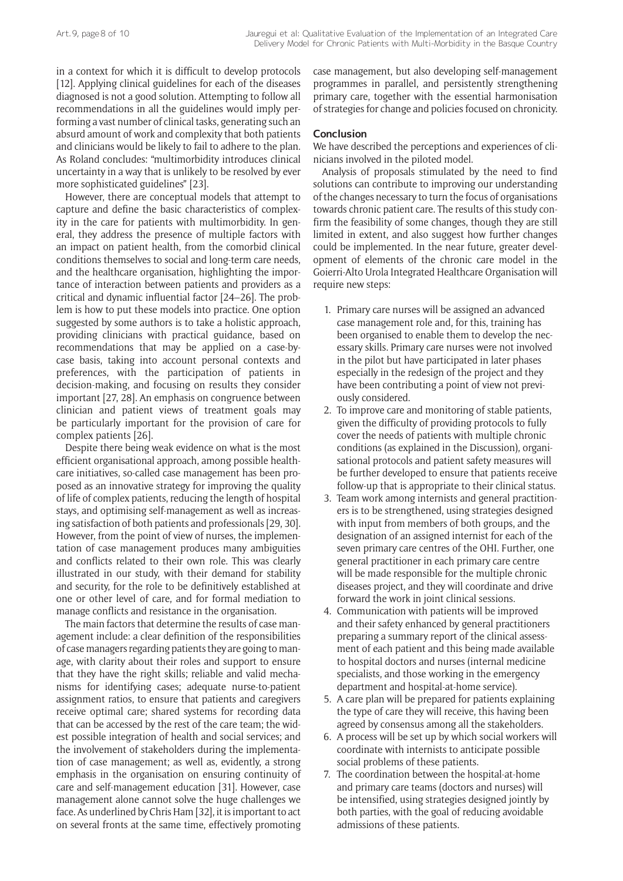in a context for which it is difficult to develop protocols [12]. Applying clinical guidelines for each of the diseases diagnosed is not a good solution. Attempting to follow all recommendations in all the guidelines would imply performing a vast number of clinical tasks, generating such an absurd amount of work and complexity that both patients and clinicians would be likely to fail to adhere to the plan. As Roland concludes: "multimorbidity introduces clinical uncertainty in a way that is unlikely to be resolved by ever more sophisticated guidelines" [23].

However, there are conceptual models that attempt to capture and define the basic characteristics of complexity in the care for patients with multimorbidity. In general, they address the presence of multiple factors with an impact on patient health, from the comorbid clinical conditions themselves to social and long-term care needs, and the healthcare organisation, highlighting the importance of interaction between patients and providers as a critical and dynamic influential factor [24–26]. The problem is how to put these models into practice. One option suggested by some authors is to take a holistic approach, providing clinicians with practical guidance, based on recommendations that may be applied on a case-by-case basis, taking into account personal contexts and preferences, with the participation of patients in decision-making, and focusing on results they consider important [27, 28]. An emphasis on congruence between clinician and patient views of treatment goals may be particularly important for the provision of care for complex patients [26].

Despite there being weak evidence on what is the most efficient organisational approach, among possible healthcare initiatives, so-called case management has been proposed as an innovative strategy for improving the quality of life of complex patients, reducing the length of hospital stays, and optimising self-management as well as increasing satisfaction of both patients and professionals [29, 30]. However, from the point of view of nurses, the implementation of case management produces many ambiguities and conflicts related to their own role. This was clearly illustrated in our study, with their demand for stability and security, for the role to be definitively established at one or other level of care, and for formal mediation to manage conflicts and resistance in the organisation.

The main factors that determine the results of case management include: a clear definition of the responsibilities of case managers regarding patients they are going to manage, with clarity about their roles and support to ensure that they have the right skills; reliable and valid mechanisms for identifying cases; adequate nurse-to-patient assignment ratios, to ensure that patients and caregivers receive optimal care; shared systems for recording data that can be accessed by the rest of the care team; the widest possible integration of health and social services; and the involvement of stakeholders during the implementation of case management; as well as, evidently, a strong emphasis in the organisation on ensuring continuity of care and self-management education [31]. However, case management alone cannot solve the huge challenges we face. As underlined by Chris Ham [32], it is important to act on several fronts at the same time, effectively promoting case management, but also developing self-management programmes in parallel, and persistently strengthening primary care, together with the essential harmonisation of strategies for change and policies focused on chronicity.

## Conclusion

We have described the perceptions and experiences of clinicians involved in the piloted model.

Analysis of proposals stimulated by the need to find solutions can contribute to improving our understanding of the changes necessary to turn the focus of organisations towards chronic patient care. The results of this study confirm the feasibility of some changes, though they are still limited in extent, and also suggest how further changes could be implemented. In the near future, greater development of elements of the chronic care model in the Goierri-Alto Urola Integrated Healthcare Organisation will require new steps:

1. Primary care nurses will be assigned an advanced case management role and, for this, training has been organised to enable them to develop the necessary skills. Primary care nurses were not involved in the pilot but have participated in later phases especially in the redesign of the project and they have been contributing a point of view not previously considered.
2. To improve care and monitoring of stable patients, given the difficulty of providing protocols to fully cover the needs of patients with multiple chronic conditions (as explained in the Discussion), organisational protocols and patient safety measures will be further developed to ensure that patients receive follow-up that is appropriate to their clinical status.
3. Team work among internists and general practitioners is to be strengthened, using strategies designed with input from members of both groups, and the designation of an assigned internist for each of the seven primary care centres of the OHI. Further, one general practitioner in each primary care centre will be made responsible for the multiple chronic diseases project, and they will coordinate and drive forward the work in joint clinical sessions.
4. Communication with patients will be improved and their safety enhanced by general practitioners preparing a summary report of the clinical assessment of each patient and this being made available to hospital doctors and nurses (internal medicine specialists, and those working in the emergency department and hospital-at-home service).
5. A care plan will be prepared for patients explaining the type of care they will receive, this having been agreed by consensus among all the stakeholders.
6. A process will be set up by which social workers will coordinate with internists to anticipate possible social problems of these patients.
7. The coordination between the hospital-at-home and primary care teams (doctors and nurses) will be intensified, using strategies designed jointly by both parties, with the goal of reducing avoidable admissions of these patients.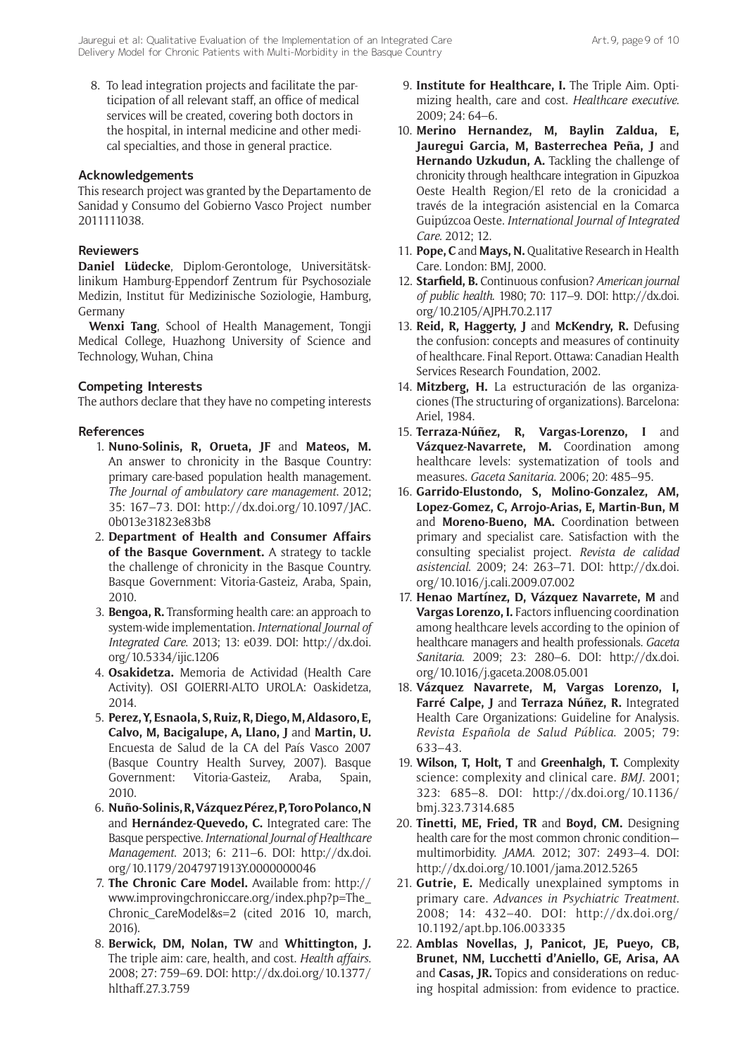8. To lead integration projects and facilitate the participation of all relevant staff, an office of medical services will be created, covering both doctors in the hospital, in internal medicine and other medical specialties, and those in general practice.

## Acknowledgements

This research project was granted by the Departamento de Sanidad y Consumo del Gobierno Vasco Project number 2011111038.

## Reviewers

**Daniel Lüdecke**, Diplom-Gerontologe, Universitätsklinikum Hamburg-Eppendorf Zentrum für Psychosoziale Medizin, Institut für Medizinische Soziologie, Hamburg, Germany

**Wenxi Tang**, School of Health Management, Tongji Medical College, Huazhong University of Science and Technology, Wuhan, China

## Competing Interests

The authors declare that they have no competing interests

## References

1. **Nuno-Solinis, R, Orueta, JF** and **Mateos, M.** An answer to chronicity in the Basque Country: primary care-based population health management. *The Journal of ambulatory care management*. 2012; 35: 167–73. DOI: http://dx.doi.org/10.1097/JAC.0b013e31823e83b8
2. **Department of Health and Consumer Affairs of the Basque Government.** A strategy to tackle the challenge of chronicity in the Basque Country. Basque Government: Vitoria-Gasteiz, Araba, Spain, 2010.
3. **Bengoa, R.** Transforming health care: an approach to system-wide implementation. *International Journal of Integrated Care*. 2013; 13: e039. DOI: http://dx.doi.org/10.5334/ijic.1206
4. **Osakidetza.** Memoria de Actividad (Health Care Activity). OSI GOIERRI-ALTO UROLA: Oaskidetza, 2014.
5. **Perez, Y, Esnaola, S, Ruiz, R, Diego, M, Aldasoro, E, Calvo, M, Bacigalupe, A, Llano, J** and **Martin, U.** Encuesta de Salud de la CA del País Vasco 2007 (Basque Country Health Survey, 2007). Basque Government: Vitoria-Gasteiz, Araba, Spain, 2010.
6. **Nuño-Solinis, R, Vázquez Pérez, P, Toro Polanco, N** and **Hernández-Quevedo, C.** Integrated care: The Basque perspective. *International Journal of Healthcare Management*. 2013; 6: 211–6. DOI: http://dx.doi.org/10.1179/2047971913Y.0000000046
7. **The Chronic Care Model.** Available from: http://www.improvingchroniccare.org/index.php?p=The_Chronic_CareModel&s=2 (cited 2016 10, march, 2016).
8. **Berwick, DM, Nolan, TW** and **Whittington, J.** The triple aim: care, health, and cost. *Health affairs*. 2008; 27: 759–69. DOI: http://dx.doi.org/10.1377/hlthaff.27.3.759
9. **Institute for Healthcare, I.** The Triple Aim. Optimizing health, care and cost. *Healthcare executive*. 2009; 24: 64–6.
10. **Merino Hernandez, M, Baylin Zaldua, E, Jauregui Garcia, M, Basterrechea Peña, J** and **Hernando Uzkudun, A.** Tackling the challenge of chronicity through healthcare integration in Gipuzkoa Oeste Health Region/El reto de la cronicidad a través de la integración asistencial en la Comarca Guipúzcoa Oeste. *International Journal of Integrated Care*. 2012; 12.
11. **Pope, C** and **Mays, N.** Qualitative Research in Health Care. London: BMJ, 2000.
12. **Starfield, B.** Continuous confusion? *American journal of public health*. 1980; 70: 117–9. DOI: http://dx.doi.org/10.2105/AJPH.70.2.117
13. **Reid, R, Haggerty, J** and **McKendry, R.** Defusing the confusion: concepts and measures of continuity of healthcare. Final Report. Ottawa: Canadian Health Services Research Foundation, 2002.
14. **Mitzberg, H.** La estructuración de las organizaciones (The structuring of organizations). Barcelona: Ariel, 1984.
15. **Terraza-Núñez, R, Vargas-Lorenzo, I** and **Vázquez-Navarrete, M.** Coordination among healthcare levels: systematization of tools and measures. *Gaceta Sanitaria*. 2006; 20: 485–95.
16. **Garrido-Elustondo, S, Molino-Gonzalez, AM, Lopez-Gomez, C, Arrojo-Arias, E, Martin-Bun, M** and **Moreno-Bueno, MA.** Coordination between primary and specialist care. Satisfaction with the consulting specialist project. *Revista de calidad asistencial*. 2009; 24: 263–71. DOI: http://dx.doi.org/10.1016/j.cali.2009.07.002
17. **Henao Martínez, D, Vázquez Navarrete, M** and **Vargas Lorenzo, I.** Factors influencing coordination among healthcare levels according to the opinion of healthcare managers and health professionals. *Gaceta Sanitaria*. 2009; 23: 280–6. DOI: http://dx.doi.org/10.1016/j.gaceta.2008.05.001
18. **Vázquez Navarrete, M, Vargas Lorenzo, I, Farré Calpe, J** and **Terraza Núñez, R.** Integrated Health Care Organizations: Guideline for Analysis. *Revista Española de Salud Pública*. 2005; 79: 633–43.
19. **Wilson, T, Holt, T** and **Greenhalgh, T.** Complexity science: complexity and clinical care. *BMJ*. 2001; 323: 685–8. DOI: http://dx.doi.org/10.1136/bmj.323.7314.685
20. **Tinetti, ME, Fried, TR** and **Boyd, CM.** Designing health care for the most common chronic condition—multimorbidity. *JAMA*. 2012; 307: 2493–4. DOI: http://dx.doi.org/10.1001/jama.2012.5265
21. **Gutrie, E.** Medically unexplained symptoms in primary care. *Advances in Psychiatric Treatment*. 2008; 14: 432–40. DOI: http://dx.doi.org/10.1192/apt.bp.106.003335
22. **Amblas Novellas, J, Panicot, JE, Pueyo, CB, Brunet, NM, Lucchetti d'Aniello, GE, Arisa, AA** and **Casas, JR.** Topics and considerations on reducing hospital admission: from evidence to practice.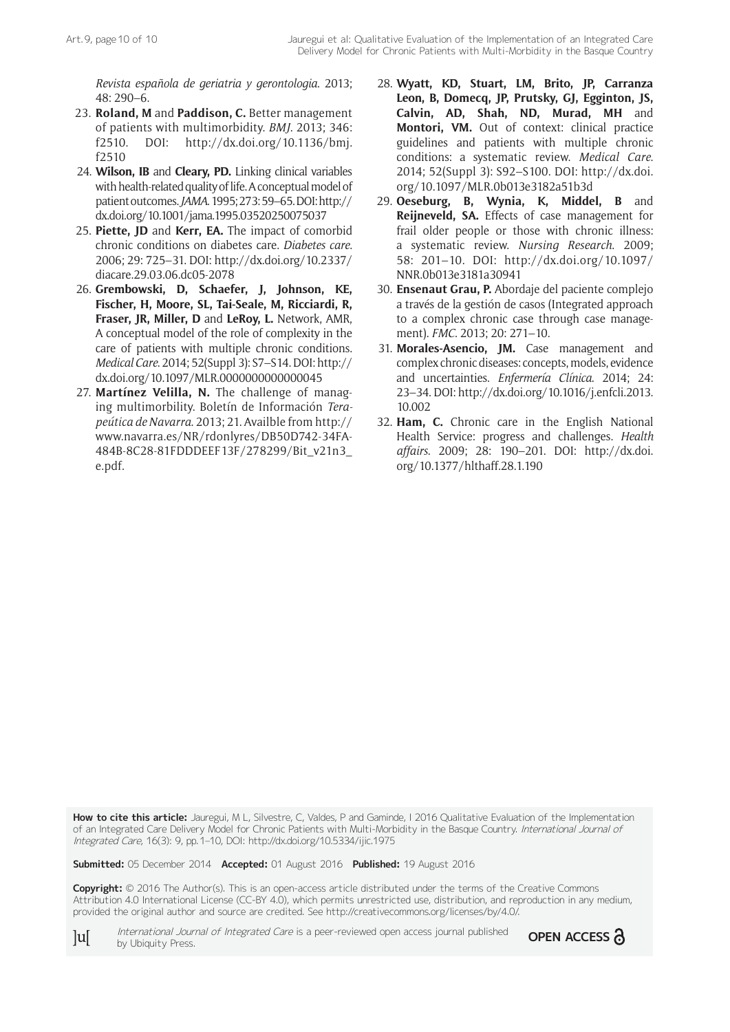*Revista española de geriatria y gerontologia*. 2013; 48: 290–6.

23. **Roland, M** and **Paddison, C.** Better management of patients with multimorbidity. *BMJ*. 2013; 346: f2510. DOI: http://dx.doi.org/10.1136/bmj.f2510
24. **Wilson, IB** and **Cleary, PD.** Linking clinical variables with health-related quality of life. A conceptual model of patient outcomes. *JAMA*. 1995; 273: 59–65. DOI: http://dx.doi.org/10.1001/jama.1995.03520250075037
25. **Piette, JD** and **Kerr, EA.** The impact of comorbid chronic conditions on diabetes care. *Diabetes care*. 2006; 29: 725–31. DOI: http://dx.doi.org/10.2337/diacare.29.03.06.dc05-2078
26. **Grembowski, D, Schaefer, J, Johnson, KE, Fischer, H, Moore, SL, Tai-Seale, M, Ricciardi, R, Fraser, JR, Miller, D** and **LeRoy, L.** Network, AMR, A conceptual model of the role of complexity in the care of patients with multiple chronic conditions. *Medical Care*. 2014; 52(Suppl 3): S7–S14. DOI: http://dx.doi.org/10.1097/MLR.0000000000000045
27. **Martínez Velilla, N.** The challenge of managing multimorbidity. Boletín de Información *Terapeútica de Navarra*. 2013; 21. Availble from http://www.navarra.es/NR/rdonlyres/DB50D742-34FA-484B-8C28-81FDDDEEF13F/278299/Bit_v21n3_e.pdf.
28. **Wyatt, KD, Stuart, LM, Brito, JP, Carranza Leon, B, Domecq, JP, Prutsky, GJ, Egginton, JS, Calvin, AD, Shah, ND, Murad, MH** and **Montori, VM.** Out of context: clinical practice guidelines and patients with multiple chronic conditions: a systematic review. *Medical Care*. 2014; 52(Suppl 3): S92–S100. DOI: http://dx.doi.org/10.1097/MLR.0b013e3182a51b3d
29. **Oeseburg, B, Wynia, K, Middel, B** and **Reijneveld, SA.** Effects of case management for frail older people or those with chronic illness: a systematic review. *Nursing Research*. 2009; 58: 201–10. DOI: http://dx.doi.org/10.1097/NNR.0b013e3181a30941
30. **Ensenaut Grau, P.** Abordaje del paciente complejo a través de la gestión de casos (Integrated approach to a complex chronic case through case management). *FMC*. 2013; 20: 271–10.
31. **Morales-Asencio, JM.** Case management and complex chronic diseases: concepts, models, evidence and uncertainties. *Enfermería Clínica*. 2014; 24: 23–34. DOI: http://dx.doi.org/10.1016/j.enfcli.2013.10.002
32. **Ham, C.** Chronic care in the English National Health Service: progress and challenges. *Health affairs*. 2009; 28: 190–201. DOI: http://dx.doi.org/10.1377/hlthaff.28.1.190

**How to cite this article:** Jauregui, M L, Silvestre, C, Valdes, P and Gaminde, I 2016 Qualitative Evaluation of the Implementation of an Integrated Care Delivery Model for Chronic Patients with Multi-Morbidity in the Basque Country. *International Journal of Integrated Care*, 16(3): 9, pp. 1–10, DOI: http://dx.doi.org/10.5334/ijic.1975

**Submitted:** 05 December 2014 **Accepted:** 01 August 2016 **Published:** 19 August 2016

**Copyright:** © 2016 The Author(s). This is an open-access article distributed under the terms of the Creative Commons Attribution 4.0 International License (CC-BY 4.0), which permits unrestricted use, distribution, and reproduction in any medium, provided the original author and source are credited. See http://creativecommons.org/licenses/by/4.0/.

*International Journal of Integrated Care* is a peer-reviewed open access journal published by Ubiquity Press. **OPEN ACCESS**